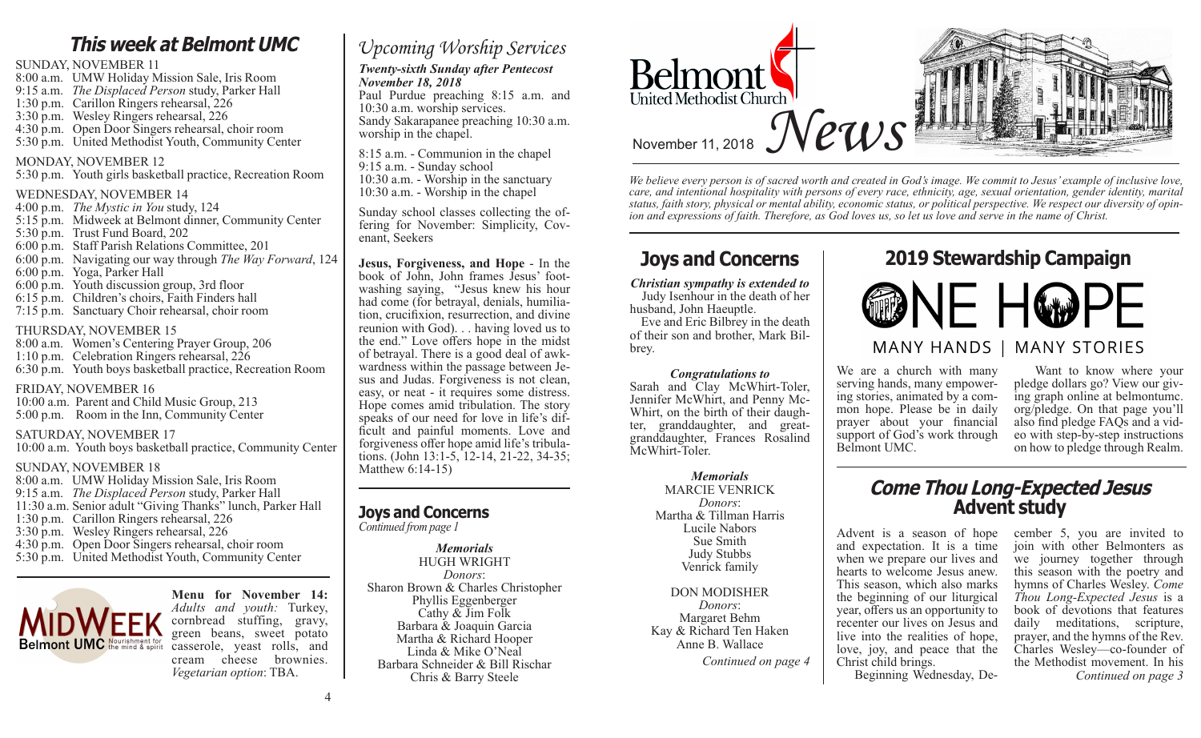# This week at Belmont UMC

SUNDAY, NOVEMBER 11
8:00 a.m. UMW Holiday Mission Sale, Iris Room
9:15 a.m. *The Displaced Person* study, Parker Hall
1:30 p.m. Carillon Ringers rehearsal, 226
3:30 p.m. Wesley Ringers rehearsal, 226
4:30 p.m. Open Door Singers rehearsal, choir room
5:30 p.m. United Methodist Youth, Community Center

MONDAY, NOVEMBER 12
5:30 p.m. Youth girls basketball practice, Recreation Room

WEDNESDAY, NOVEMBER 14
4:00 p.m. *The Mystic in You* study, 124
5:15 p.m. Midweek at Belmont dinner, Community Center
5:30 p.m. Trust Fund Board, 202
6:00 p.m. Staff Parish Relations Committee, 201
6:00 p.m. Navigating our way through *The Way Forward*, 124
6:00 p.m. Yoga, Parker Hall
6:00 p.m. Youth discussion group, 3rd floor
6:15 p.m. Children's choirs, Faith Finders hall
7:15 p.m. Sanctuary Choir rehearsal, choir room

THURSDAY, NOVEMBER 15
8:00 a.m. Women's Centering Prayer Group, 206
1:10 p.m. Celebration Ringers rehearsal, 226
6:30 p.m. Youth boys basketball practice, Recreation Room

FRIDAY, NOVEMBER 16
10:00 a.m. Parent and Child Music Group, 213
5:00 p.m. Room in the Inn, Community Center

SATURDAY, NOVEMBER 17
10:00 a.m. Youth boys basketball practice, Community Center

SUNDAY, NOVEMBER 18
8:00 a.m. UMW Holiday Mission Sale, Iris Room
9:15 a.m. *The Displaced Person* study, Parker Hall
11:30 a.m. Senior adult "Giving Thanks" lunch, Parker Hall
1:30 p.m. Carillon Ringers rehearsal, 226
3:30 p.m. Wesley Ringers rehearsal, 226
4:30 p.m. Open Door Singers rehearsal, choir room
5:30 p.m. United Methodist Youth, Community Center

MIDWEEK Belmont UMC Nourishment for the mind & spirit

**Menu for November 14:** *Adults and youth:* Turkey, cornbread stuffing, gravy, green beans, sweet potato casserole, yeast rolls, and cream cheese brownies. *Vegetarian option*: TBA.

# *Upcoming Worship Services*

***Twenty-sixth Sunday after Pentecost November 18, 2018***
Paul Purdue preaching 8:15 a.m. and 10:30 a.m. worship services.
Sandy Sakarapanee preaching 10:30 a.m. worship in the chapel.

8:15 a.m. - Communion in the chapel
9:15 a.m. - Sunday school
10:30 a.m. - Worship in the sanctuary
10:30 a.m. - Worship in the chapel

Sunday school classes collecting the offering for November: Simplicity, Covenant, Seekers

**Jesus, Forgiveness, and Hope** - In the book of John, John frames Jesus' footwashing saying, "Jesus knew his hour had come (for betrayal, denials, humiliation, crucifixion, resurrection, and divine reunion with God). . . having loved us to the end." Love offers hope in the midst of betrayal. There is a good deal of awkwardness within the passage between Jesus and Judas. Forgiveness is not clean, easy, or neat - it requires some distress. Hope comes amid tribulation. The story speaks of our need for love in life's difficult and painful moments. Love and forgiveness offer hope amid life's tribulations. (John 13:1-5, 12-14, 21-22, 34-35; Matthew 6:14-15)

## Joys and Concerns
*Continued from page 1*

***Memorials***
HUGH WRIGHT
*Donors*:
Sharon Brown & Charles Christopher
Phyllis Eggenberger
Cathy & Jim Folk
Barbara & Joaquin Garcia
Martha & Richard Hooper
Linda & Mike O'Neal
Barbara Schneider & Bill Rischar
Chris & Barry Steele

Belmont United Methodist Church
November 11, 2018 *News*

*We believe every person is of sacred worth and created in God's image. We commit to Jesus' example of inclusive love, care, and intentional hospitality with persons of every race, ethnicity, age, sexual orientation, gender identity, marital status, faith story, physical or mental ability, economic status, or political perspective. We respect our diversity of opinion and expressions of faith. Therefore, as God loves us, so let us love and serve in the name of Christ.*

# Joys and Concerns

***Christian sympathy is extended to***
Judy Isenhour in the death of her husband, John Haeuptle.
Eve and Eric Bilbrey in the death of their son and brother, Mark Bilbrey.

***Congratulations to***
Sarah and Clay McWhirt-Toler, Jennifer McWhirt, and Penny McWhirt, on the birth of their daughter, granddaughter, and great-granddaughter, Frances Rosalind McWhirt-Toler.

***Memorials***
MARCIE VENRICK
*Donors*:
Martha & Tillman Harris
Lucile Nabors
Sue Smith
Judy Stubbs
Venrick family

DON MODISHER
*Donors*:
Margaret Behm
Kay & Richard Ten Haken
Anne B. Wallace

*Continued on page 4*

# 2019 Stewardship Campaign

ONE HOPE
MANY HANDS | MANY STORIES

We are a church with many serving hands, many empowering stories, animated by a common hope. Please be in daily prayer about your financial support of God's work through Belmont UMC.

Want to know where your pledge dollars go? View our giving graph online at belmontumc.org/pledge. On that page you'll also find pledge FAQs and a video with step-by-step instructions on how to pledge through Realm.

# Come Thou Long-Expected Jesus Advent study

Advent is a season of hope and expectation. It is a time when we prepare our lives and hearts to welcome Jesus anew. This season, which also marks the beginning of our liturgical year, offers us an opportunity to recenter our lives on Jesus and live into the realities of hope, love, joy, and peace that the Christ child brings.

Beginning Wednesday, December 5, you are invited to join with other Belmonters as we journey together through this season with the poetry and hymns of Charles Wesley. *Come Thou Long-Expected Jesus* is a book of devotions that features daily meditations, scripture, prayer, and the hymns of the Rev. Charles Wesley—co-founder of the Methodist movement. In his

*Continued on page 3*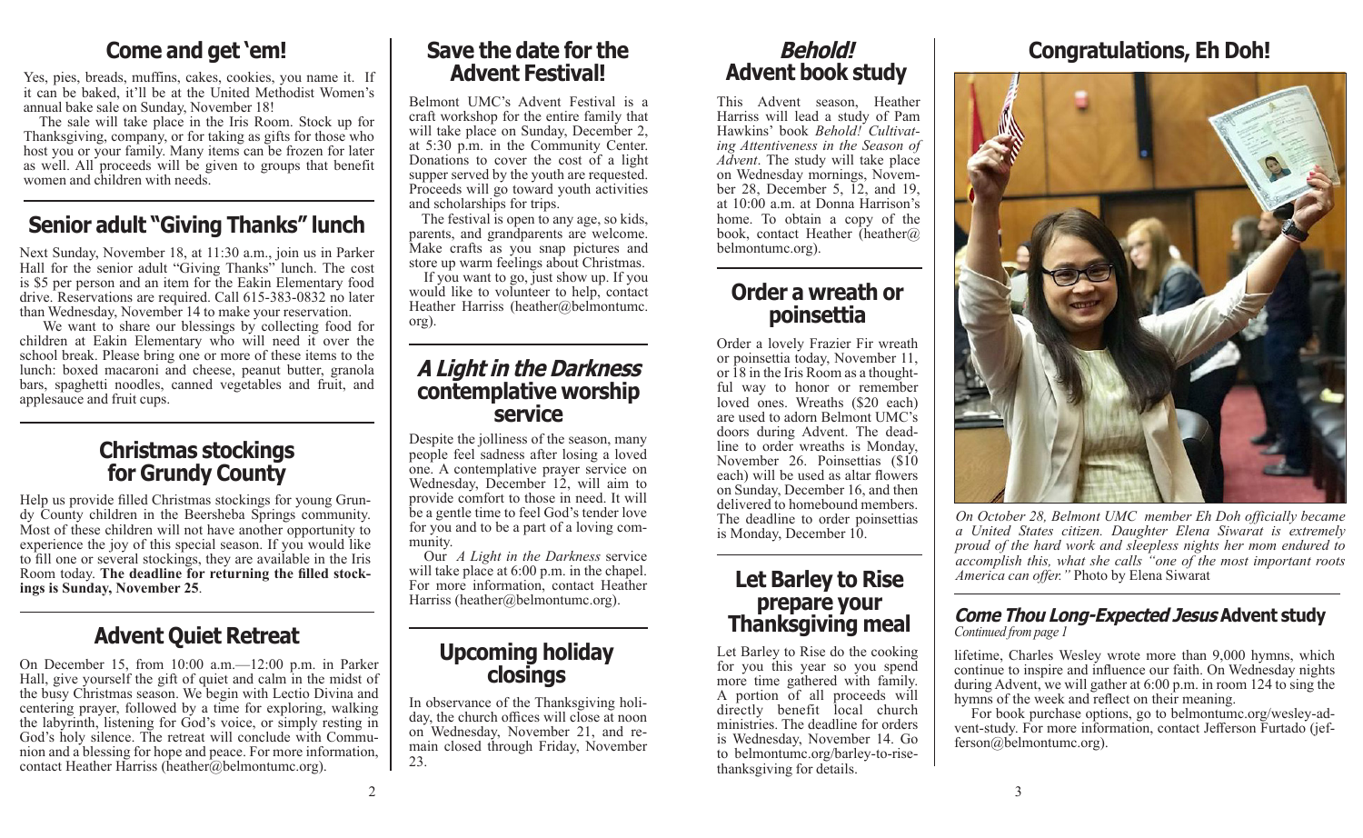## Come and get 'em!

Yes, pies, breads, muffins, cakes, cookies, you name it. If it can be baked, it'll be at the United Methodist Women's annual bake sale on Sunday, November 18!

The sale will take place in the Iris Room. Stock up for Thanksgiving, company, or for taking as gifts for those who host you or your family. Many items can be frozen for later as well. All proceeds will be given to groups that benefit women and children with needs.

## Senior adult "Giving Thanks" lunch

Next Sunday, November 18, at 11:30 a.m., join us in Parker Hall for the senior adult "Giving Thanks" lunch. The cost is $5 per person and an item for the Eakin Elementary food drive. Reservations are required. Call 615-383-0832 no later than Wednesday, November 14 to make your reservation.

We want to share our blessings by collecting food for children at Eakin Elementary who will need it over the school break. Please bring one or more of these items to the lunch: boxed macaroni and cheese, peanut butter, granola bars, spaghetti noodles, canned vegetables and fruit, and applesauce and fruit cups.

## Christmas stockings for Grundy County

Help us provide filled Christmas stockings for young Grundy County children in the Beersheba Springs community. Most of these children will not have another opportunity to experience the joy of this special season. If you would like to fill one or several stockings, they are available in the Iris Room today. **The deadline for returning the filled stockings is Sunday, November 25**.

## Advent Quiet Retreat

On December 15, from 10:00 a.m.—12:00 p.m. in Parker Hall, give yourself the gift of quiet and calm in the midst of the busy Christmas season. We begin with Lectio Divina and centering prayer, followed by a time for exploring, walking the labyrinth, listening for God's voice, or simply resting in God's holy silence. The retreat will conclude with Communion and a blessing for hope and peace. For more information, contact Heather Harriss (heather@belmontumc.org).

## Save the date for the Advent Festival!

Belmont UMC's Advent Festival is a craft workshop for the entire family that will take place on Sunday, December 2, at 5:30 p.m. in the Community Center. Donations to cover the cost of a light supper served by the youth are requested. Proceeds will go toward youth activities and scholarships for trips.

The festival is open to any age, so kids, parents, and grandparents are welcome. Make crafts as you snap pictures and store up warm feelings about Christmas.

If you want to go, just show up. If you would like to volunteer to help, contact Heather Harriss (heather@belmontumc.org).

## *A Light in the Darkness* contemplative worship service

Despite the jolliness of the season, many people feel sadness after losing a loved one. A contemplative prayer service on Wednesday, December 12, will aim to provide comfort to those in need. It will be a gentle time to feel God's tender love for you and to be a part of a loving community.

Our *A Light in the Darkness* service will take place at 6:00 p.m. in the chapel. For more information, contact Heather Harriss (heather@belmontumc.org).

## Upcoming holiday closings

In observance of the Thanksgiving holiday, the church offices will close at noon on Wednesday, November 21, and remain closed through Friday, November 23.

## *Behold!* Advent book study

This Advent season, Heather Harriss will lead a study of Pam Hawkins' book *Behold! Cultivating Attentiveness in the Season of Advent*. The study will take place on Wednesday mornings, November 28, December 5, 12, and 19, at 10:00 a.m. at Donna Harrison's home. To obtain a copy of the book, contact Heather (heather@belmontumc.org).

## Order a wreath or poinsettia

Order a lovely Frazier Fir wreath or poinsettia today, November 11, or 18 in the Iris Room as a thoughtful way to honor or remember loved ones. Wreaths ($20 each) are used to adorn Belmont UMC's doors during Advent. The deadline to order wreaths is Monday, November 26. Poinsettias ($10 each) will be used as altar flowers on Sunday, December 16, and then delivered to homebound members. The deadline to order poinsettias is Monday, December 10.

## Let Barley to Rise prepare your Thanksgiving meal

Let Barley to Rise do the cooking for you this year so you spend more time gathered with family. A portion of all proceeds will directly benefit local church ministries. The deadline for orders is Wednesday, November 14. Go to belmontumc.org/barley-to-rise-thanksgiving for details.

## Congratulations, Eh Doh!

*On October 28, Belmont UMC member Eh Doh officially became a United States citizen. Daughter Elena Siwarat is extremely proud of the hard work and sleepless nights her mom endured to accomplish this, what she calls "one of the most important roots America can offer."* Photo by Elena Siwarat

## *Come Thou Long-Expected Jesus* Advent study

*Continued from page 1*

lifetime, Charles Wesley wrote more than 9,000 hymns, which continue to inspire and influence our faith. On Wednesday nights during Advent, we will gather at 6:00 p.m. in room 124 to sing the hymns of the week and reflect on their meaning.

For book purchase options, go to belmontumc.org/wesley-advent-study. For more information, contact Jefferson Furtado (jefferson@belmontumc.org).